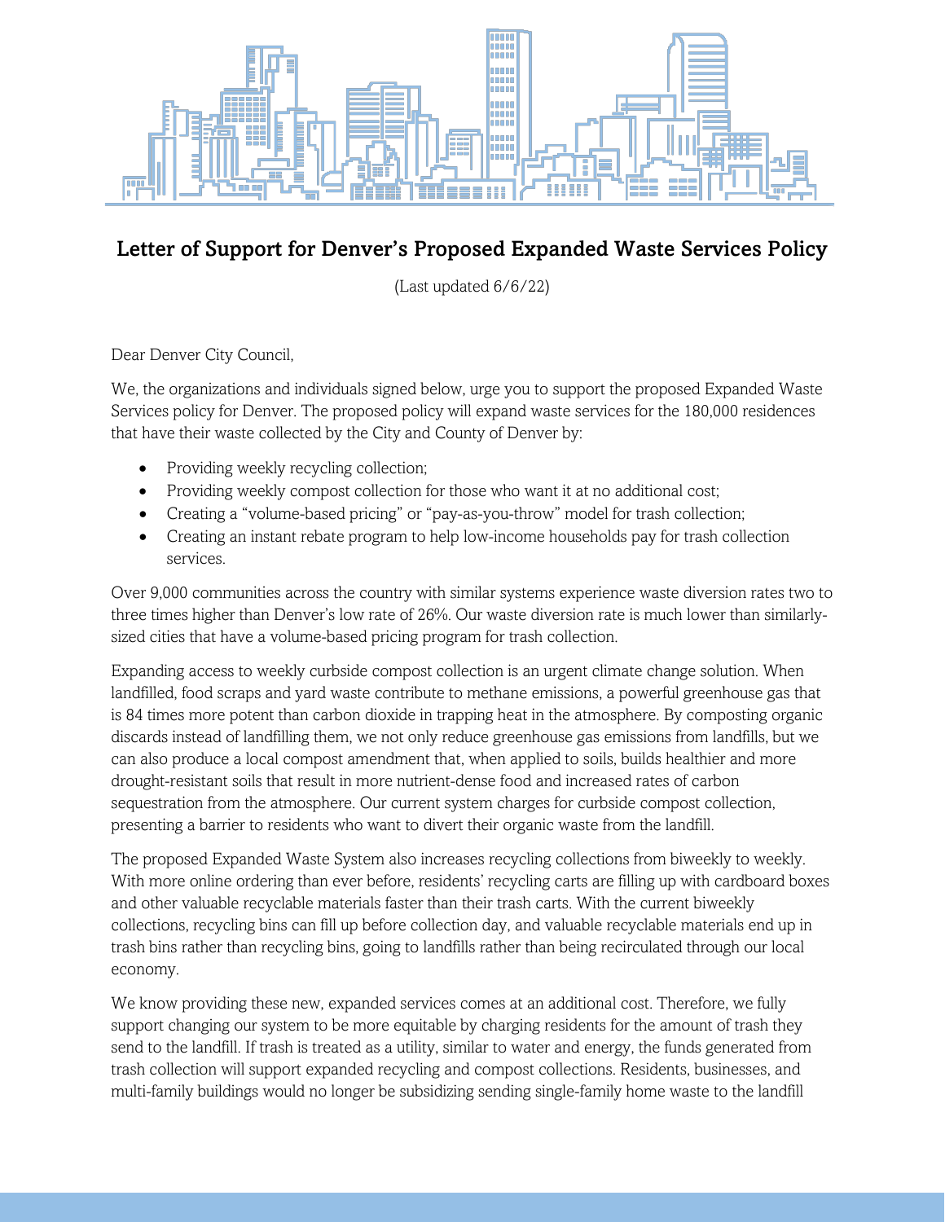# Letter of Support for Denver's Proposed Expanded Waste Services Policy

(Last updated 6/6/22)

Dear Denver City Council,

We, the organizations and individuals signed below, urge you to support the proposed Expanded Waste Services policy for Denver. The proposed policy will expand waste services for the 180,000 residences that have their waste collected by the City and County of Denver by:

- Providing weekly recycling collection;
- Providing weekly compost collection for those who want it at no additional cost;
- Creating a "volume-based pricing" or "pay-as-you-throw" model for trash collection;
- Creating an instant rebate program to help low-income households pay for trash collection services.

Over 9,000 communities across the country with similar systems experience waste diversion rates two to three times higher than Denver's low rate of 26%. Our waste diversion rate is much lower than similarly-sized cities that have a volume-based pricing program for trash collection.

Expanding access to weekly curbside compost collection is an urgent climate change solution. When landfilled, food scraps and yard waste contribute to methane emissions, a powerful greenhouse gas that is 84 times more potent than carbon dioxide in trapping heat in the atmosphere. By composting organic discards instead of landfilling them, we not only reduce greenhouse gas emissions from landfills, but we can also produce a local compost amendment that, when applied to soils, builds healthier and more drought-resistant soils that result in more nutrient-dense food and increased rates of carbon sequestration from the atmosphere. Our current system charges for curbside compost collection, presenting a barrier to residents who want to divert their organic waste from the landfill.

The proposed Expanded Waste System also increases recycling collections from biweekly to weekly. With more online ordering than ever before, residents' recycling carts are filling up with cardboard boxes and other valuable recyclable materials faster than their trash carts. With the current biweekly collections, recycling bins can fill up before collection day, and valuable recyclable materials end up in trash bins rather than recycling bins, going to landfills rather than being recirculated through our local economy.

We know providing these new, expanded services comes at an additional cost. Therefore, we fully support changing our system to be more equitable by charging residents for the amount of trash they send to the landfill. If trash is treated as a utility, similar to water and energy, the funds generated from trash collection will support expanded recycling and compost collections. Residents, businesses, and multi-family buildings would no longer be subsidizing sending single-family home waste to the landfill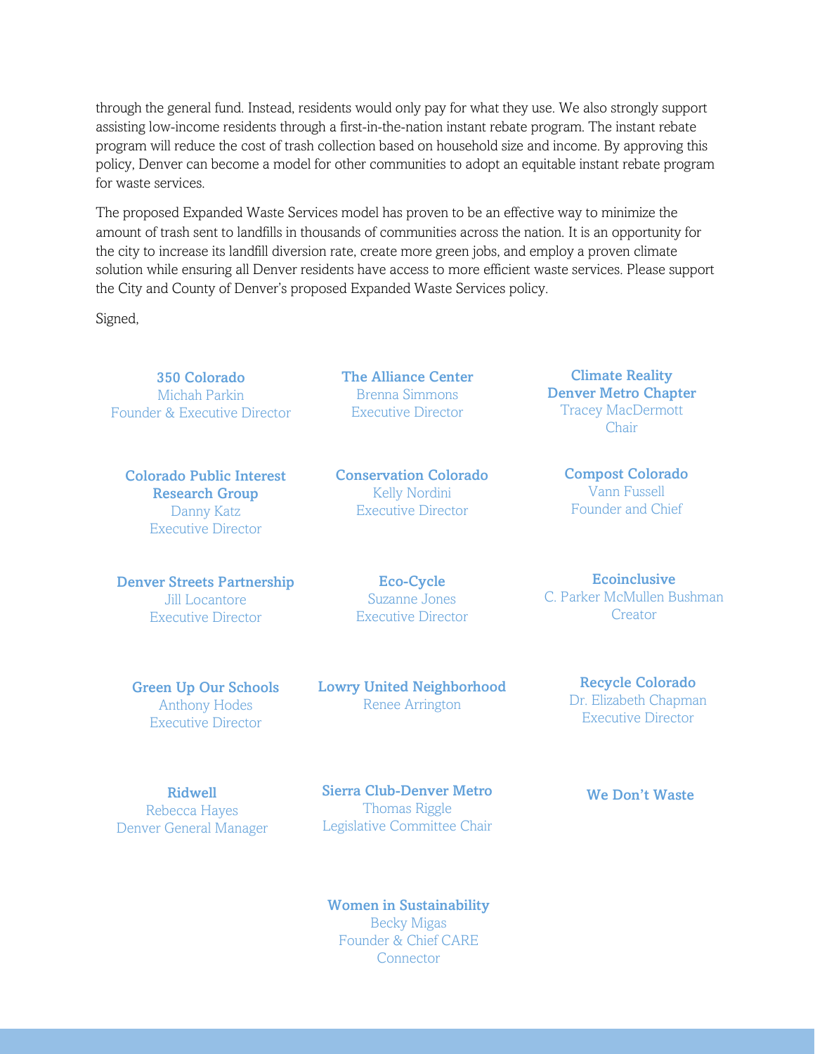through the general fund. Instead, residents would only pay for what they use. We also strongly support assisting low-income residents through a first-in-the-nation instant rebate program. The instant rebate program will reduce the cost of trash collection based on household size and income. By approving this policy, Denver can become a model for other communities to adopt an equitable instant rebate program for waste services.

The proposed Expanded Waste Services model has proven to be an effective way to minimize the amount of trash sent to landfills in thousands of communities across the nation. It is an opportunity for the city to increase its landfill diversion rate, create more green jobs, and employ a proven climate solution while ensuring all Denver residents have access to more efficient waste services. Please support the City and County of Denver's proposed Expanded Waste Services policy.

Signed,

**350 Colorado**
Michah Parkin
Founder & Executive Director

**The Alliance Center**
Brenna Simmons
Executive Director

**Climate Reality Denver Metro Chapter**
Tracey MacDermott
Chair

**Colorado Public Interest Research Group**
Danny Katz
Executive Director

**Conservation Colorado**
Kelly Nordini
Executive Director

**Compost Colorado**
Vann Fussell
Founder and Chief

**Denver Streets Partnership**
Jill Locantore
Executive Director

**Eco-Cycle**
Suzanne Jones
Executive Director

**Ecoinclusive**
C. Parker McMullen Bushman
Creator

**Green Up Our Schools**
Anthony Hodes
Executive Director

**Lowry United Neighborhood**
Renee Arrington

**Recycle Colorado**
Dr. Elizabeth Chapman
Executive Director

**Ridwell**
Rebecca Hayes
Denver General Manager

**Sierra Club-Denver Metro**
Thomas Riggle
Legislative Committee Chair

**We Don't Waste**

**Women in Sustainability**
Becky Migas
Founder & Chief CARE Connector